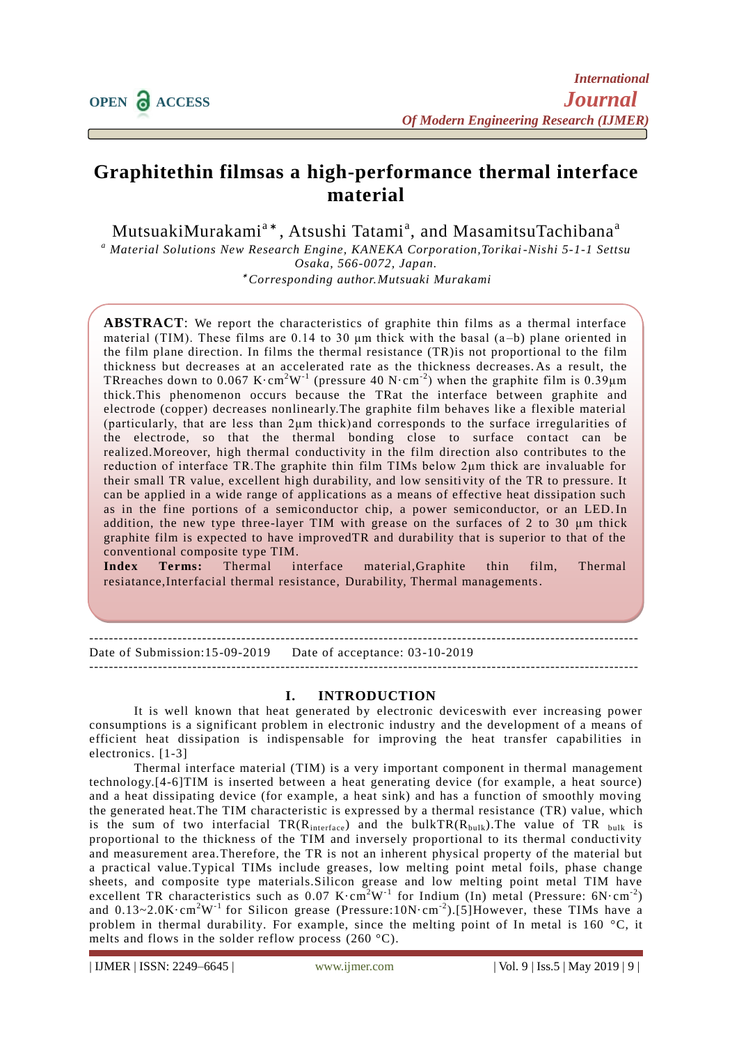# Graphitethin filmsas a high-performance thermal interface material

MutsuakiMurakami[a]*, Atsushi Tatami[a], and MasamitsuTachibana[a]

[a] *Material Solutions New Research Engine, KANEKA Corporation,Torikai-Nishi 5-1-1 Settsu Osaka, 566-0072, Japan.*

*Corresponding author.Mutsuaki Murakami*

**ABSTRACT**: We report the characteristics of graphite thin films as a thermal interface material (TIM). These films are 0.14 to 30 µm thick with the basal (a–b) plane oriented in the film plane direction. In films the thermal resistance (TR)is not proportional to the film thickness but decreases at an accelerated rate as the thickness decreases. As a result, the TRreaches down to 0.067 $K \cdot cm^2W^{-1}$ (pressure 40 $N \cdot cm^{-2}$) when the graphite film is 0.39µm thick.This phenomenon occurs because the TRat the interface between graphite and electrode (copper) decreases nonlinearly.The graphite film behaves like a flexible material (particularly, that are less than 2µm thick)and corresponds to the surface irregularities of the electrode, so that the thermal bonding close to surface contact can be realized.Moreover, high thermal conductivity in the film direction also contributes to the reduction of interface TR.The graphite thin film TIMs below 2µm thick are invaluable for their small TR value, excellent high durability, and low sensitivity of the TR to pressure. It can be applied in a wide range of applications as a means of effective heat dissipation such as in the fine portions of a semiconductor chip, a power semiconductor, or an LED.In addition, the new type three-layer TIM with grease on the surfaces of 2 to 30 µm thick graphite film is expected to have improvedTR and durability that is superior to that of the conventional composite type TIM.

**Index Terms:** Thermal interface material,Graphite thin film, Thermal resiatance,Interfacial thermal resistance, Durability, Thermal managements.

---

Date of Submission:15-09-2019 Date of acceptance: 03-10-2019

---

## I. INTRODUCTION

It is well known that heat generated by electronic deviceswith ever increasing power consumptions is a significant problem in electronic industry and the development of a means of efficient heat dissipation is indispensable for improving the heat transfer capabilities in electronics. [1-3]

Thermal interface material (TIM) is a very important component in thermal management technology.[4-6]TIM is inserted between a heat generating device (for example, a heat source) and a heat dissipating device (for example, a heat sink) and has a function of smoothly moving the generated heat.The TIM characteristic is expressed by a thermal resistance (TR) value, which is the sum of two interfacial TR($R_{interface}$) and the bulkTR($R_{bulk}$).The value of TR $_{bulk}$ is proportional to the thickness of the TIM and inversely proportional to its thermal conductivity and measurement area.Therefore, the TR is not an inherent physical property of the material but a practical value.Typical TIMs include greases, low melting point metal foils, phase change sheets, and composite type materials.Silicon grease and low melting point metal TIM have excellent TR characteristics such as 0.07 $K \cdot cm^2W^{-1}$ for Indium (In) metal (Pressure: 6$N \cdot cm^{-2}$) and 0.13~2.0$K \cdot cm^2W^{-1}$ for Silicon grease (Pressure:10$N \cdot cm^{-2}$).[5]However, these TIMs have a problem in thermal durability. For example, since the melting point of In metal is 160 °C, it melts and flows in the solder reflow process (260 °C).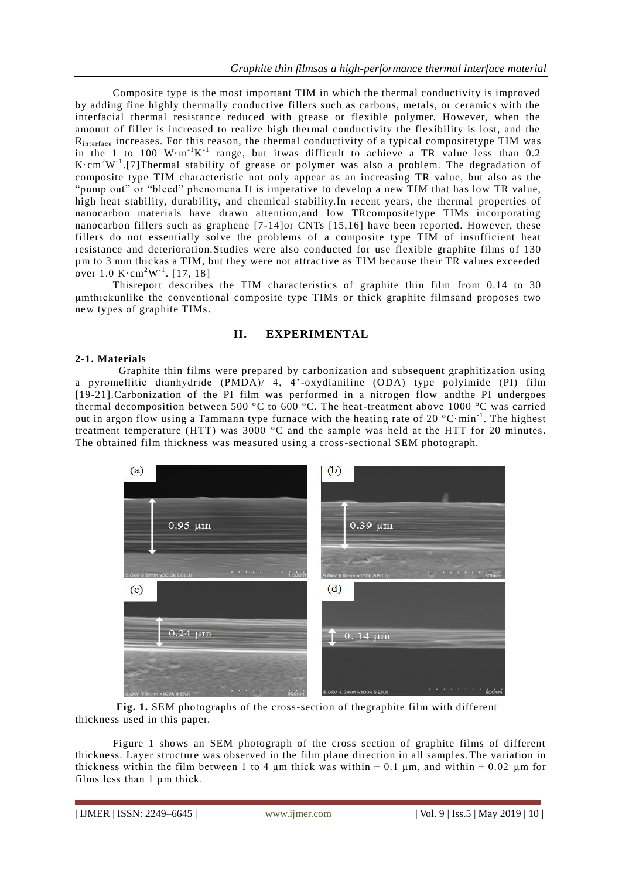Composite type is the most important TIM in which the thermal conductivity is improved by adding fine highly thermally conductive fillers such as carbons, metals, or ceramics with the interfacial thermal resistance reduced with grease or flexible polymer. However, when the amount of filler is increased to realize high thermal conductivity the flexibility is lost, and the $R_{interface}$ increases. For this reason, the thermal conductivity of a typical compositetype TIM was in the 1 to 100 $W \cdot m^{-1}K^{-1}$ range, but itwas difficult to achieve a TR value less than 0.2 $K \cdot cm^2W^{-1}$.[7]Thermal stability of grease or polymer was also a problem. The degradation of composite type TIM characteristic not only appear as an increasing TR value, but also as the "pump out" or "bleed" phenomena.It is imperative to develop a new TIM that has low TR value, high heat stability, durability, and chemical stability.In recent years, the thermal properties of nanocarbon materials have drawn attention,and low TRcompositetype TIMs incorporating nanocarbon fillers such as graphene [7-14]or CNTs [15,16] have been reported. However, these fillers do not essentially solve the problems of a composite type TIM of insufficient heat resistance and deterioration.Studies were also conducted for use flexible graphite films of 130 µm to 3 mm thickas a TIM, but they were not attractive as TIM because their TR values exceeded over 1.0 $K \cdot cm^2W^{-1}$. [17, 18]

Thisreport describes the TIM characteristics of graphite thin film from 0.14 to 30 µmthickunlike the conventional composite type TIMs or thick graphite filmsand proposes two new types of graphite TIMs.

## II. EXPERIMENTAL

### 2-1. Materials

Graphite thin films were prepared by carbonization and subsequent graphitization using a pyromellitic dianhydride (PMDA)/ 4, 4'-oxydianiline (ODA) type polyimide (PI) film [19-21].Carbonization of the PI film was performed in a nitrogen flow andthe PI undergoes thermal decomposition between 500 °C to 600 °C. The heat-treatment above 1000 °C was carried out in argon flow using a Tammann type furnace with the heating rate of 20 $°C \cdot min^{-1}$. The highest treatment temperature (HTT) was 3000 °C and the sample was held at the HTT for 20 minutes. The obtained film thickness was measured using a cross-sectional SEM photograph.

**Fig. 1.** SEM photographs of the cross-section of thegraphite film with different thickness used in this paper.

Figure 1 shows an SEM photograph of the cross section of graphite films of different thickness. Layer structure was observed in the film plane direction in all samples.The variation in thickness within the film between 1 to 4 µm thick was within ± 0.1 µm, and within ± 0.02 µm for films less than 1 µm thick.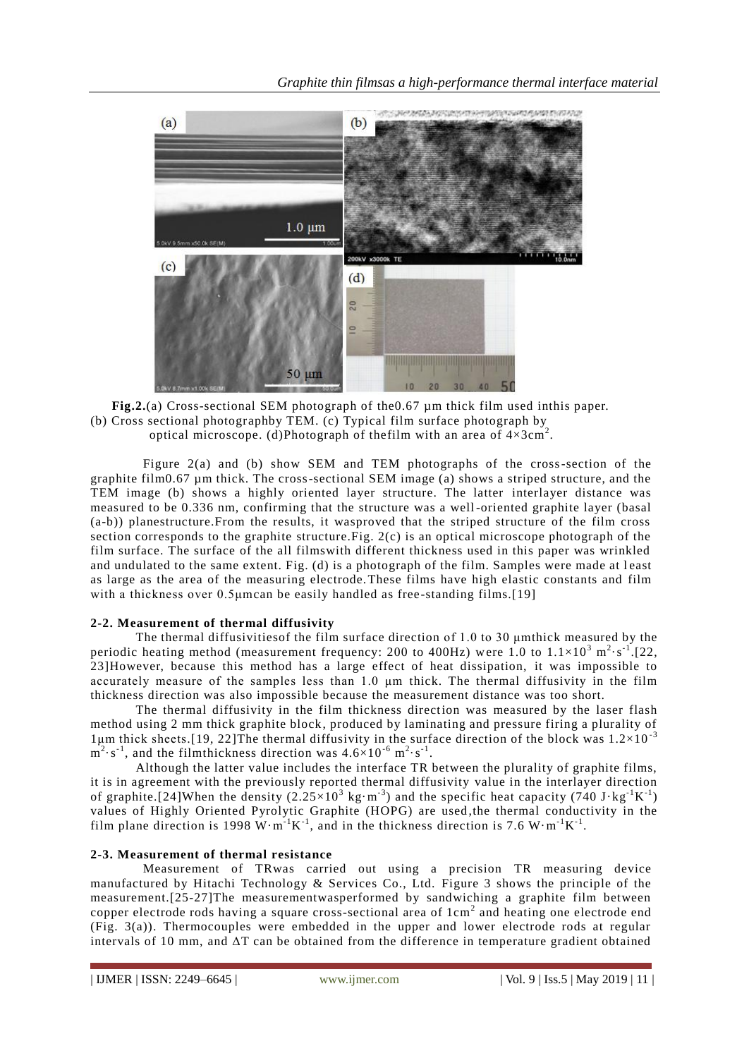**Fig.2.**(a) Cross-sectional SEM photograph of the0.67 µm thick film used inthis paper. (b) Cross sectional photographby TEM. (c) Typical film surface photograph by optical microscope. (d)Photograph of thefilm with an area of $4\times3cm^2$.

Figure 2(a) and (b) show SEM and TEM photographs of the cross-section of the graphite film0.67 µm thick. The cross-sectional SEM image (a) shows a striped structure, and the TEM image (b) shows a highly oriented layer structure. The latter interlayer distance was measured to be 0.336 nm, confirming that the structure was a well-oriented graphite layer (basal (a-b)) planestructure.From the results, it wasproved that the striped structure of the film cross section corresponds to the graphite structure.Fig. 2(c) is an optical microscope photograph of the film surface. The surface of the all filmswith different thickness used in this paper was wrinkled and undulated to the same extent. Fig. (d) is a photograph of the film. Samples were made at least as large as the area of the measuring electrode.These films have high elastic constants and film with a thickness over 0.5µmcan be easily handled as free-standing films.[19]

### 2-2. Measurement of thermal diffusivity

The thermal diffusivitiesof the film surface direction of 1.0 to 30 µmthick measured by the periodic heating method (measurement frequency: 200 to 400Hz) were 1.0 to $1.1\times10^3$ $m^2\cdot s^{-1}$.[22, 23]However, because this method has a large effect of heat dissipation, it was impossible to accurately measure of the samples less than 1.0 µm thick. The thermal diffusivity in the film thickness direction was also impossible because the measurement distance was too short.

The thermal diffusivity in the film thickness direction was measured by the laser flash method using 2 mm thick graphite block, produced by laminating and pressure firing a plurality of 1µm thick sheets.[19, 22]The thermal diffusivity in the surface direction of the block was $1.2\times10^{-3}$ $m^2\cdot s^{-1}$, and the filmthickness direction was $4.6\times10^{-6}$ $m^2\cdot s^{-1}$.

Although the latter value includes the interface TR between the plurality of graphite films, it is in agreement with the previously reported thermal diffusivity value in the interlayer direction of graphite.[24]When the density ($2.25\times10^3$ $kg\cdot m^{-3}$) and the specific heat capacity (740 $J\cdot kg^{-1}K^{-1}$) values of Highly Oriented Pyrolytic Graphite (HOPG) are used,the thermal conductivity in the film plane direction is 1998 $W\cdot m^{-1}K^{-1}$, and in the thickness direction is 7.6 $W\cdot m^{-1}K^{-1}$.

### 2-3. Measurement of thermal resistance

Measurement of TRwas carried out using a precision TR measuring device manufactured by Hitachi Technology & Services Co., Ltd. Figure 3 shows the principle of the measurement.[25-27]The measurementwasperformed by sandwiching a graphite film between copper electrode rods having a square cross-sectional area of $1cm^2$ and heating one electrode end (Fig. 3(a)). Thermocouples were embedded in the upper and lower electrode rods at regular intervals of 10 mm, and $\Delta T$ can be obtained from the difference in temperature gradient obtained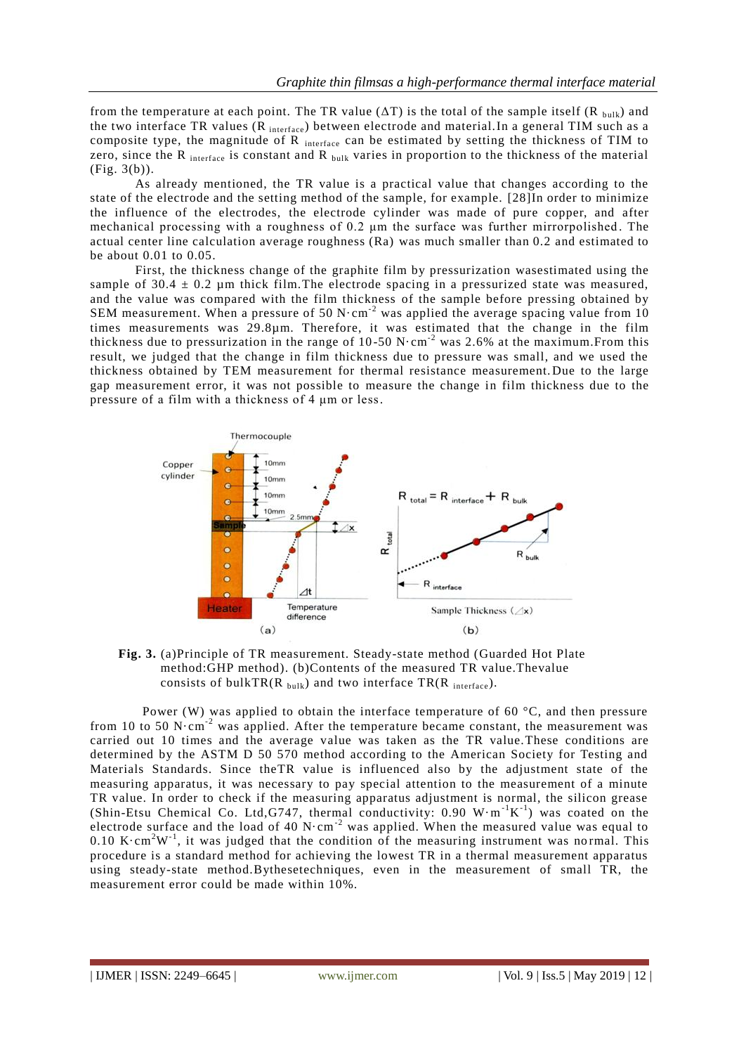from the temperature at each point. The TR value (ΔT) is the total of the sample itself ($R_{bulk}$) and the two interface TR values ($R_{interface}$) between electrode and material.In a general TIM such as a composite type, the magnitude of $R_{interface}$ can be estimated by setting the thickness of TIM to zero, since the $R_{interface}$ is constant and $R_{bulk}$ varies in proportion to the thickness of the material (Fig. 3(b)).

As already mentioned, the TR value is a practical value that changes according to the state of the electrode and the setting method of the sample, for example. [28]In order to minimize the influence of the electrodes, the electrode cylinder was made of pure copper, and after mechanical processing with a roughness of 0.2 μm the surface was further mirrorpolished. The actual center line calculation average roughness (Ra) was much smaller than 0.2 and estimated to be about 0.01 to 0.05.

First, the thickness change of the graphite film by pressurization wasestimated using the sample of 30.4 ± 0.2 μm thick film.The electrode spacing in a pressurized state was measured, and the value was compared with the film thickness of the sample before pressing obtained by SEM measurement. When a pressure of 50 $N \cdot cm^{-2}$ was applied the average spacing value from 10 times measurements was 29.8μm. Therefore, it was estimated that the change in the film thickness due to pressurization in the range of 10-50 $N \cdot cm^{-2}$ was 2.6% at the maximum.From this result, we judged that the change in film thickness due to pressure was small, and we used the thickness obtained by TEM measurement for thermal resistance measurement.Due to the large gap measurement error, it was not possible to measure the change in film thickness due to the pressure of a film with a thickness of 4 μm or less.

**Fig. 3.** (a)Principle of TR measurement. Steady-state method (Guarded Hot Plate method:GHP method). (b)Contents of the measured TR value.Thevalue consists of bulkTR($R_{bulk}$) and two interface TR($R_{interface}$).

Power (W) was applied to obtain the interface temperature of 60 °C, and then pressure from 10 to 50 $N \cdot cm^{-2}$ was applied. After the temperature became constant, the measurement was carried out 10 times and the average value was taken as the TR value.These conditions are determined by the ASTM D 50 570 method according to the American Society for Testing and Materials Standards. Since theTR value is influenced also by the adjustment state of the measuring apparatus, it was necessary to pay special attention to the measurement of a minute TR value. In order to check if the measuring apparatus adjustment is normal, the silicon grease (Shin-Etsu Chemical Co. Ltd,G747, thermal conductivity: 0.90 $W \cdot m^{-1}K^{-1}$) was coated on the electrode surface and the load of 40 $N \cdot cm^{-2}$ was applied. When the measured value was equal to 0.10 $K \cdot cm^2W^{-1}$, it was judged that the condition of the measuring instrument was normal. This procedure is a standard method for achieving the lowest TR in a thermal measurement apparatus using steady-state method.Bythesetechniques, even in the measurement of small TR, the measurement error could be made within 10%.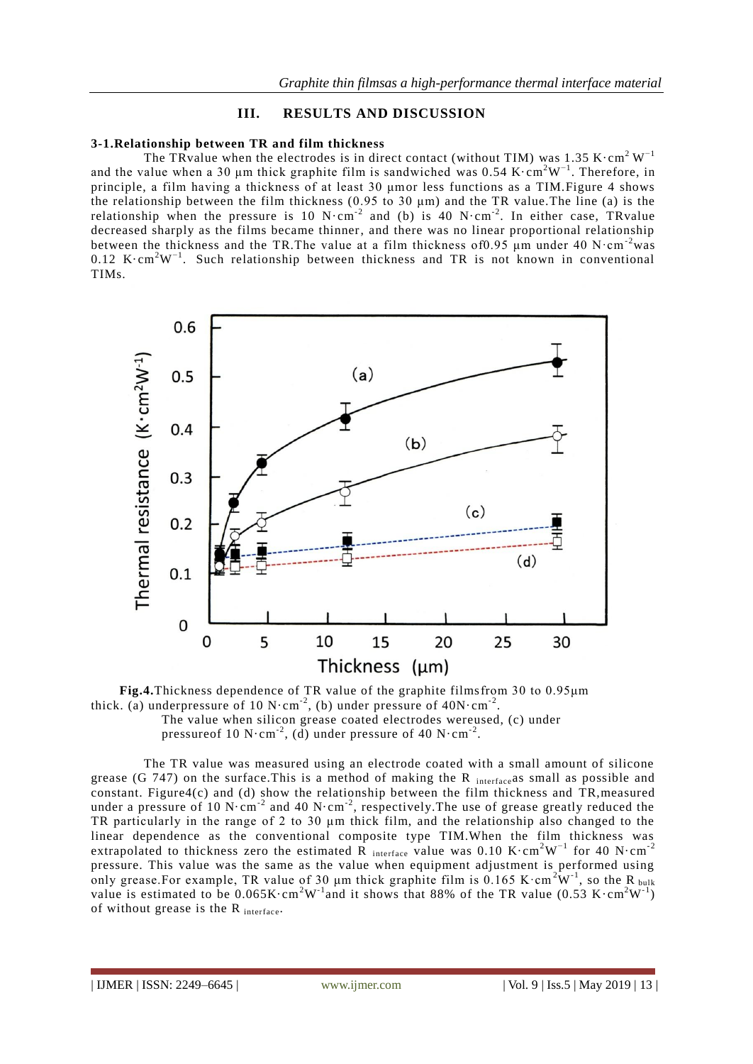## III. RESULTS AND DISCUSSION

### 3-1.Relationship between TR and film thickness

The TRvalue when the electrodes is in direct contact (without TIM) was 1.35 $K\cdot cm^2 W^{-1}$ and the value when a 30 μm thick graphite film is sandwiched was 0.54 $K\cdot cm^2W^{-1}$. Therefore, in principle, a film having a thickness of at least 30 μmor less functions as a TIM.Figure 4 shows the relationship between the film thickness (0.95 to 30 μm) and the TR value.The line (a) is the relationship when the pressure is 10 $N\cdot cm^{-2}$ and (b) is 40 $N\cdot cm^{-2}$. In either case, TRvalue decreased sharply as the films became thinner, and there was no linear proportional relationship between the thickness and the TR.The value at a film thickness of0.95 μm under 40 $N\cdot cm^{-2}$was 0.12 $K\cdot cm^2W^{-1}$. Such relationship between thickness and TR is not known in conventional TIMs.

**Fig.4.**Thickness dependence of TR value of the graphite filmsfrom 30 to 0.95μm thick. (a) underpressure of 10 $N\cdot cm^{-2}$, (b) under pressure of 40$N\cdot cm^{-2}$.
The value when silicon grease coated electrodes wereused, (c) under pressureof 10 $N\cdot cm^{-2}$, (d) under pressure of 40 $N\cdot cm^{-2}$.

The TR value was measured using an electrode coated with a small amount of silicone grease (G 747) on the surface.This is a method of making the $R_{interface}$as small as possible and constant. Figure4(c) and (d) show the relationship between the film thickness and TR,measured under a pressure of 10 $N\cdot cm^{-2}$ and 40 $N\cdot cm^{-2}$, respectively.The use of grease greatly reduced the TR particularly in the range of 2 to 30 μm thick film, and the relationship also changed to the linear dependence as the conventional composite type TIM.When the film thickness was extrapolated to thickness zero the estimated $R_{interface}$ value was 0.10 $K\cdot cm^2W^{-1}$ for 40 $N\cdot cm^{-2}$ pressure. This value was the same as the value when equipment adjustment is performed using only grease.For example, TR value of 30 μm thick graphite film is 0.165 $K\cdot cm^2W^{-1}$, so the $R_{bulk}$ value is estimated to be 0.065$K\cdot cm^2W^{-1}$and it shows that 88% of the TR value (0.53 $K\cdot cm^2W^{-1}$) of without grease is the $R_{interface}$.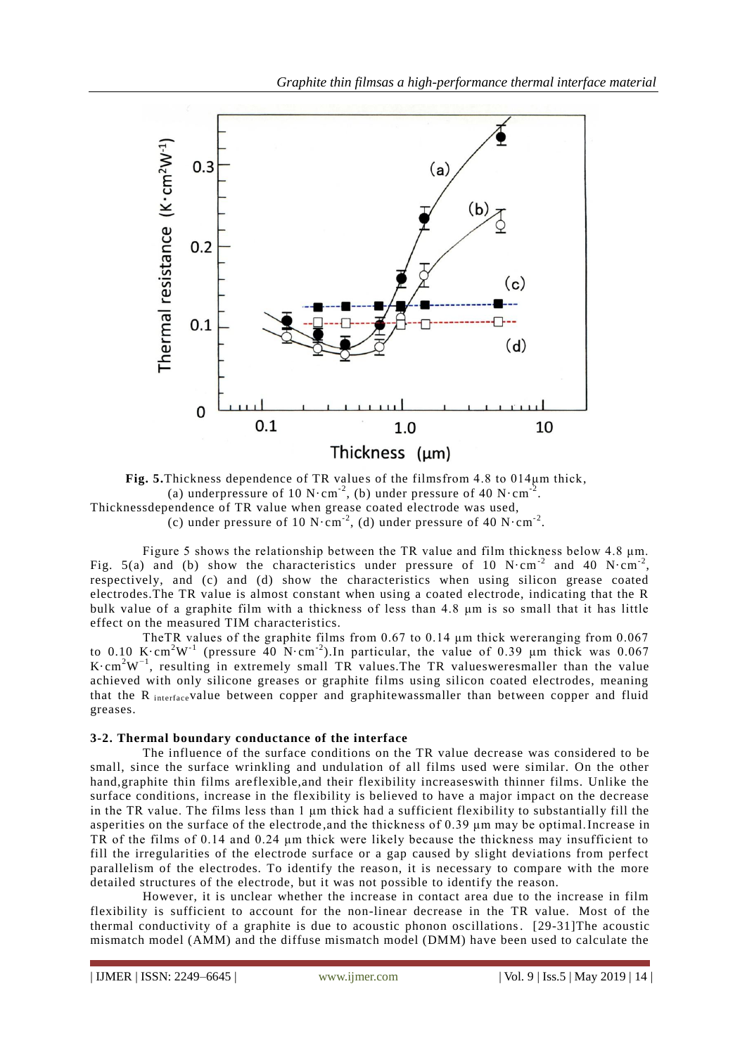**Fig. 5.**Thickness dependence of TR values of the filmsfrom 4.8 to 014μm thick, (a) underpressure of 10 N·cm$^{-2}$, (b) under pressure of 40 N·cm$^{-2}$. Thicknessdependence of TR value when grease coated electrode was used, (c) under pressure of 10 N·cm$^{-2}$, (d) under pressure of 40 N·cm$^{-2}$.

Figure 5 shows the relationship between the TR value and film thickness below 4.8 μm. Fig. 5(a) and (b) show the characteristics under pressure of 10 N·cm$^{-2}$ and 40 N·cm$^{-2}$, respectively, and (c) and (d) show the characteristics when using silicon grease coated electrodes.The TR value is almost constant when using a coated electrode, indicating that the R bulk value of a graphite film with a thickness of less than 4.8 μm is so small that it has little effect on the measured TIM characteristics.

TheTR values of the graphite films from 0.67 to 0.14 μm thick wereranging from 0.067 to 0.10 K·cm$^2$W$^{-1}$ (pressure 40 N·cm$^{-2}$).In particular, the value of 0.39 μm thick was 0.067 K·cm$^2$W$^{-1}$, resulting in extremely small TR values.The TR valuesweresmaller than the value achieved with only silicone greases or graphite films using silicon coated electrodes, meaning that the R $_{interface}$value between copper and graphitewassmaller than between copper and fluid greases.

### 3-2. Thermal boundary conductance of the interface

The influence of the surface conditions on the TR value decrease was considered to be small, since the surface wrinkling and undulation of all films used were similar. On the other hand,graphite thin films areflexible,and their flexibility increaseswith thinner films. Unlike the surface conditions, increase in the flexibility is believed to have a major impact on the decrease in the TR value. The films less than 1 μm thick had a sufficient flexibility to substantially fill the asperities on the surface of the electrode,and the thickness of 0.39 μm may be optimal.Increase in TR of the films of 0.14 and 0.24 μm thick were likely because the thickness may insufficient to fill the irregularities of the electrode surface or a gap caused by slight deviations from perfect parallelism of the electrodes. To identify the reason, it is necessary to compare with the more detailed structures of the electrode, but it was not possible to identify the reason.

However, it is unclear whether the increase in contact area due to the increase in film flexibility is sufficient to account for the non-linear decrease in the TR value. Most of the thermal conductivity of a graphite is due to acoustic phonon oscillations. [29-31]The acoustic mismatch model (AMM) and the diffuse mismatch model (DMM) have been used to calculate the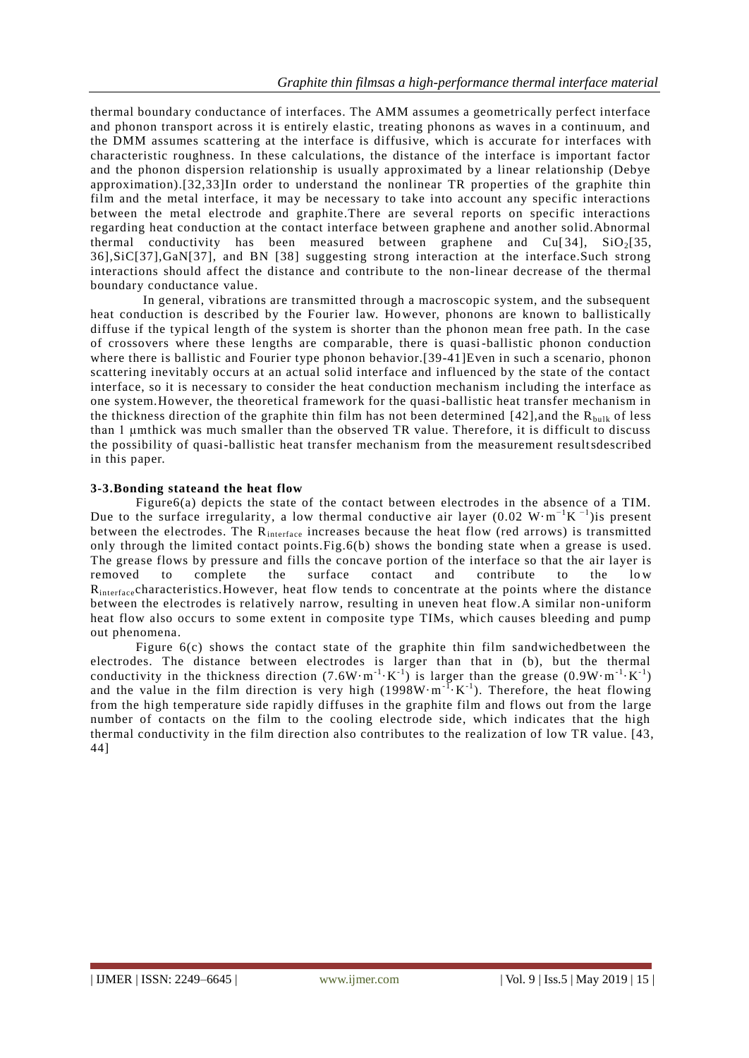thermal boundary conductance of interfaces. The AMM assumes a geometrically perfect interface and phonon transport across it is entirely elastic, treating phonons as waves in a continuum, and the DMM assumes scattering at the interface is diffusive, which is accurate for interfaces with characteristic roughness. In these calculations, the distance of the interface is important factor and the phonon dispersion relationship is usually approximated by a linear relationship (Debye approximation).[32,33]In order to understand the nonlinear TR properties of the graphite thin film and the metal interface, it may be necessary to take into account any specific interactions between the metal electrode and graphite.There are several reports on specific interactions regarding heat conduction at the contact interface between graphene and another solid.Abnormal thermal conductivity has been measured between graphene and Cu[34], $SiO_2$[35, 36],SiC[37],GaN[37], and BN [38] suggesting strong interaction at the interface.Such strong interactions should affect the distance and contribute to the non-linear decrease of the thermal boundary conductance value.

In general, vibrations are transmitted through a macroscopic system, and the subsequent heat conduction is described by the Fourier law. However, phonons are known to ballistically diffuse if the typical length of the system is shorter than the phonon mean free path. In the case of crossovers where these lengths are comparable, there is quasi-ballistic phonon conduction where there is ballistic and Fourier type phonon behavior.[39-41]Even in such a scenario, phonon scattering inevitably occurs at an actual solid interface and influenced by the state of the contact interface, so it is necessary to consider the heat conduction mechanism including the interface as one system.However, the theoretical framework for the quasi-ballistic heat transfer mechanism in the thickness direction of the graphite thin film has not been determined [42],and the $R_{bulk}$ of less than 1 μmthick was much smaller than the observed TR value. Therefore, it is difficult to discuss the possibility of quasi-ballistic heat transfer mechanism from the measurement resultsdescribed in this paper.

### 3-3.Bonding stateand the heat flow

Figure6(a) depicts the state of the contact between electrodes in the absence of a TIM. Due to the surface irregularity, a low thermal conductive air layer (0.02 $W \cdot m^{-1}K^{-1}$)is present between the electrodes. The $R_{interface}$ increases because the heat flow (red arrows) is transmitted only through the limited contact points.Fig.6(b) shows the bonding state when a grease is used. The grease flows by pressure and fills the concave portion of the interface so that the air layer is removed to complete the surface contact and contribute to the low $R_{interface}$characteristics.However, heat flow tends to concentrate at the points where the distance between the electrodes is relatively narrow, resulting in uneven heat flow.A similar non-uniform heat flow also occurs to some extent in composite type TIMs, which causes bleeding and pump out phenomena.

Figure 6(c) shows the contact state of the graphite thin film sandwichedbetween the electrodes. The distance between electrodes is larger than that in (b), but the thermal conductivity in the thickness direction (7.6$W \cdot m^{-1} \cdot K^{-1}$) is larger than the grease (0.9$W \cdot m^{-1} \cdot K^{-1}$) and the value in the film direction is very high (1998$W \cdot m^{-1} \cdot K^{-1}$). Therefore, the heat flowing from the high temperature side rapidly diffuses in the graphite film and flows out from the large number of contacts on the film to the cooling electrode side, which indicates that the high thermal conductivity in the film direction also contributes to the realization of low TR value. [43, 44]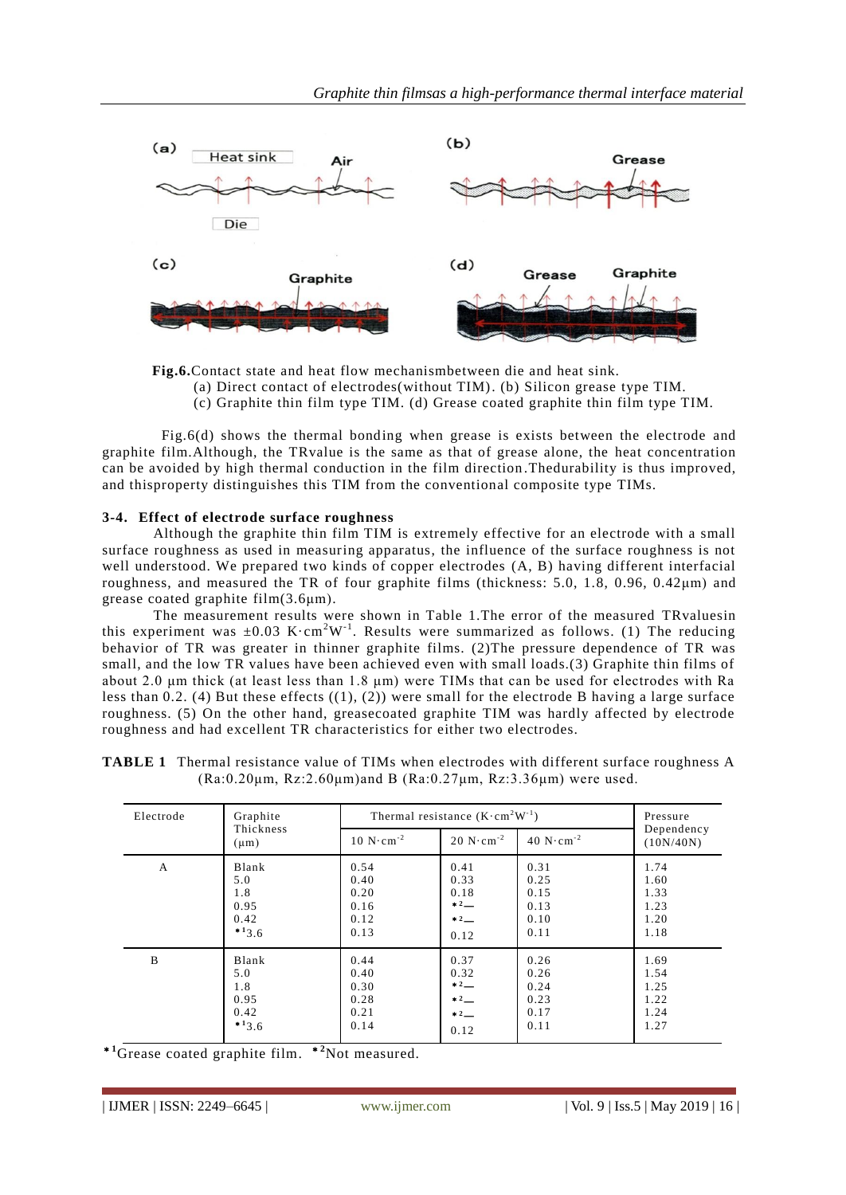**Fig.6.**Contact state and heat flow mechanismbetween die and heat sink.
(a) Direct contact of electrodes(without TIM). (b) Silicon grease type TIM.
(c) Graphite thin film type TIM. (d) Grease coated graphite thin film type TIM.

Fig.6(d) shows the thermal bonding when grease is exists between the electrode and graphite film.Although, the TRvalue is the same as that of grease alone, the heat concentration can be avoided by high thermal conduction in the film direction.Thedurability is thus improved, and thisproperty distinguishes this TIM from the conventional composite type TIMs.

### 3-4. Effect of electrode surface roughness

Although the graphite thin film TIM is extremely effective for an electrode with a small surface roughness as used in measuring apparatus, the influence of the surface roughness is not well understood. We prepared two kinds of copper electrodes (A, B) having different interfacial roughness, and measured the TR of four graphite films (thickness: 5.0, 1.8, 0.96, 0.42μm) and grease coated graphite film(3.6μm).

The measurement results were shown in Table 1.The error of the measured TRvaluesin this experiment was ±0.03 $K \cdot cm^2W^{-1}$. Results were summarized as follows. (1) The reducing behavior of TR was greater in thinner graphite films. (2)The pressure dependence of TR was small, and the low TR values have been achieved even with small loads.(3) Graphite thin films of about 2.0 μm thick (at least less than 1.8 μm) were TIMs that can be used for electrodes with Ra less than 0.2. (4) But these effects ((1), (2)) were small for the electrode B having a large surface roughness. (5) On the other hand, greasecoated graphite TIM was hardly affected by electrode roughness and had excellent TR characteristics for either two electrodes.

**TABLE 1** Thermal resistance value of TIMs when electrodes with different surface roughness A (Ra:0.20μm, Rz:2.60μm)and B (Ra:0.27μm, Rz:3.36μm) were used.

| Electrode | Graphite Thickness (μm) | Thermal resistance ($K \cdot cm^2W^{-1}$) | | | Pressure Dependency (10N/40N) |
|---|---|---|---|---|---|
| | | $10\ N \cdot cm^{-2}$ | $20\ N \cdot cm^{-2}$ | $40\ N \cdot cm^{-2}$ | |
| A | Blank | 0.54 | 0.41 | 0.31 | 1.74 |
| | 5.0 | 0.40 | 0.33 | 0.25 | 1.60 |
| | 1.8 | 0.20 | 0.18 | 0.15 | 1.33 |
| | 0.95 | 0.16 | *2— | 0.13 | 1.23 |
| | 0.42 | 0.12 | *2— | 0.10 | 1.20 |
| | *1 3.6 | 0.13 | 0.12 | 0.11 | 1.18 |
| B | Blank | 0.44 | 0.37 | 0.26 | 1.69 |
| | 5.0 | 0.40 | 0.32 | 0.26 | 1.54 |
| | 1.8 | 0.30 | *2— | 0.24 | 1.25 |
| | 0.95 | 0.28 | *2— | 0.23 | 1.22 |
| | 0.42 | 0.21 | *2— | 0.17 | 1.24 |
| | *1 3.6 | 0.14 | 0.12 | 0.11 | 1.27 |

*1 Grease coated graphite film. *2 Not measured.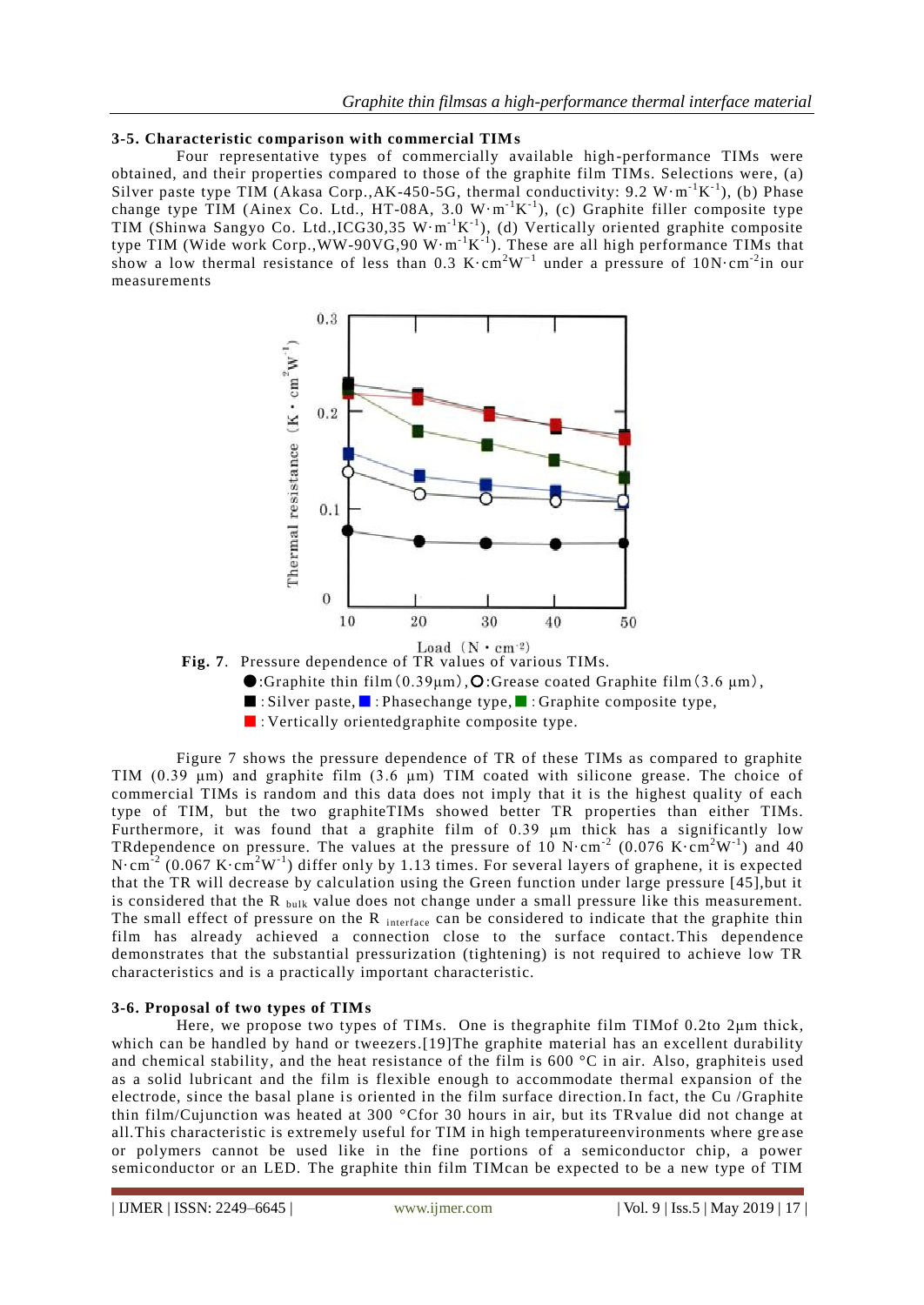### 3-5. Characteristic comparison with commercial TIMs

Four representative types of commercially available high-performance TIMs were obtained, and their properties compared to those of the graphite film TIMs. Selections were, (a) Silver paste type TIM (Akasa Corp.,AK-450-5G, thermal conductivity: 9.2 $W \cdot m^{-1}K^{-1}$), (b) Phase change type TIM (Ainex Co. Ltd., HT-08A, 3.0 $W \cdot m^{-1}K^{-1}$), (c) Graphite filler composite type TIM (Shinwa Sangyo Co. Ltd.,ICG30,35 $W \cdot m^{-1}K^{-1}$), (d) Vertically oriented graphite composite type TIM (Wide work Corp.,WW-90VG,90 $W \cdot m^{-1}K^{-1}$). These are all high performance TIMs that show a low thermal resistance of less than 0.3 $K \cdot cm^2W^{-1}$ under a pressure of 10$N \cdot cm^{-2}$in our measurements

**Fig. 7**. Pressure dependence of TR values of various TIMs.
●:Graphite thin film (0.39μm), ○:Grease coated Graphite film (3.6 μm),
■ : Silver paste, ■ : Phasechange type, ■ : Graphite composite type,
■ : Vertically orientedgraphite composite type.

Figure 7 shows the pressure dependence of TR of these TIMs as compared to graphite TIM (0.39 μm) and graphite film (3.6 μm) TIM coated with silicone grease. The choice of commercial TIMs is random and this data does not imply that it is the highest quality of each type of TIM, but the two graphiteTIMs showed better TR properties than either TIMs. Furthermore, it was found that a graphite film of 0.39 μm thick has a significantly low TRdependence on pressure. The values at the pressure of 10 $N \cdot cm^{-2}$ (0.076 $K \cdot cm^2W^{-1}$) and 40 $N \cdot cm^{-2}$ (0.067 $K \cdot cm^2W^{-1}$) differ only by 1.13 times. For several layers of graphene, it is expected that the TR will decrease by calculation using the Green function under large pressure [45],but it is considered that the $R_{bulk}$ value does not change under a small pressure like this measurement. The small effect of pressure on the $R_{interface}$ can be considered to indicate that the graphite thin film has already achieved a connection close to the surface contact.This dependence demonstrates that the substantial pressurization (tightening) is not required to achieve low TR characteristics and is a practically important characteristic.

### 3-6. Proposal of two types of TIMs

Here, we propose two types of TIMs. One is thegraphite film TIMof 0.2to 2μm thick, which can be handled by hand or tweezers.[19]The graphite material has an excellent durability and chemical stability, and the heat resistance of the film is 600 °C in air. Also, graphiteis used as a solid lubricant and the film is flexible enough to accommodate thermal expansion of the electrode, since the basal plane is oriented in the film surface direction.In fact, the Cu /Graphite thin film/Cujunction was heated at 300 °Cfor 30 hours in air, but its TRvalue did not change at all.This characteristic is extremely useful for TIM in high temperatureenvironments where grease or polymers cannot be used like in the fine portions of a semiconductor chip, a power semiconductor or an LED. The graphite thin film TIMcan be expected to be a new type of TIM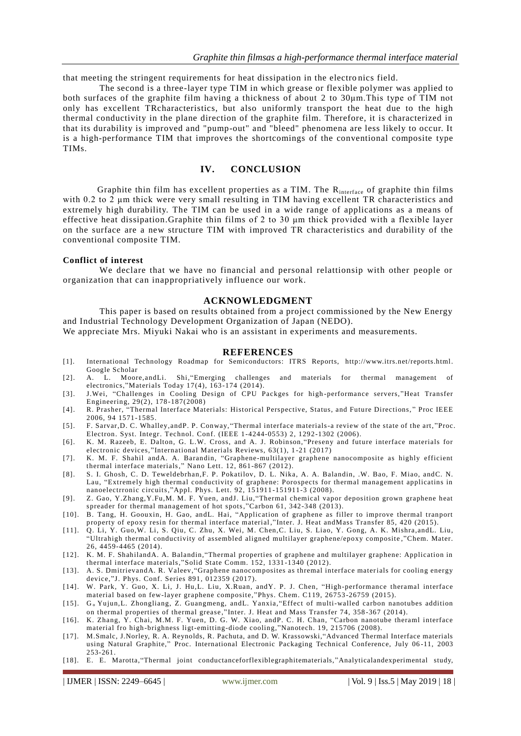that meeting the stringent requirements for heat dissipation in the electronics field.

The second is a three-layer type TIM in which grease or flexible polymer was applied to both surfaces of the graphite film having a thickness of about 2 to 30μm.This type of TIM not only has excellent TRcharacteristics, but also uniformly transport the heat due to the high thermal conductivity in the plane direction of the graphite film. Therefore, it is characterized in that its durability is improved and "pump-out" and "bleed" phenomena are less likely to occur. It is a high-performance TIM that improves the shortcomings of the conventional composite type TIMs.

## IV. CONCLUSION

Graphite thin film has excellent properties as a TIM. The $R_{interface}$ of graphite thin films with 0.2 to 2 μm thick were very small resulting in TIM having excellent TR characteristics and extremely high durability. The TIM can be used in a wide range of applications as a means of effective heat dissipation.Graphite thin films of 2 to 30 μm thick provided with a flexible layer on the surface are a new structure TIM with improved TR characteristics and durability of the conventional composite TIM.

**Conflict of interest**

We declare that we have no financial and personal relattionsip with other people or organization that can inappropriatively influence our work.

## ACKNOWLEDGMENT

This paper is based on results obtained from a project commissioned by the New Energy and Industrial Technology Development Organization of Japan (NEDO).
We appreciate Mrs. Miyuki Nakai who is an assistant in experiments and measurements.

## REFERENCES

[1]. International Technology Roadmap for Semiconductors: ITRS Reports, http://www.itrs.net/reports.html. Google Scholar

[2]. A. L. Moore,andLi. Shi,"Emerging challenges and materials for thermal management of electronics,"Materials Today 17(4), 163-174 (2014).

[3]. J.Wei, "Challenges in Cooling Design of CPU Packges for high-performance servers,"Heat Transfer Engineering, 29(2), 178-187(2008)

[4]. R. Prasher, "Thermal Interface Materials: Historical Perspective, Status, and Future Directions," Proc IEEE 2006, 94 1571-1585.

[5]. F. Sarvar,D. C. Whalley,andP. P. Conway,"Thermal interface materials-a review of the state of the art,"Proc. Electron. Syst. Integr. Technol. Conf. (IEEE 1-4244-0553) 2, 1292-1302 (2006).

[6]. K. M. Razeeb, E. Dalton, G. L.W. Cross, and A. J. Robinson,"Preseny and future interface materials for electronic devices,"International Materials Reviews, 63(1), 1-21 (2017)

[7]. K. M. F. Shahil andA. A. Barandin, "Graphene-multilayer graphene nanocomposite as highly efficient thermal interface materials," Nano Lett. 12, 861-867 (2012).

[8]. S. I. Ghosh, C. D. Teweldebrhan,F. P. Pokatilov, D. L. Nika, A. A. Balandin, .W. Bao, F. Miao, andC. N. Lau, "Extremely high thermal conductivity of graphene: Porospects for thermal management applicatins in nanoelectrronic circuits,"Appl. Phys. Lett. 92, 151911-151911-3 (2008).

[9]. Z. Gao, Y.Zhang,Y.Fu,M. M. F. Yuen, andJ. Liu,"Thermal chemical vapor deposition grown graphene heat spreader for thermal management of hot spots,"Carbon 61, 342-348 (2013).

[10]. B. Tang, H. Goouxin, H. Gao, andL. Hai, "Application of graphene as filler to improve thermal tranport property of epoxy resin for thermal interface material,"Inter. J. Heat andMass Transfer 85, 420 (2015).

[11]. Q. Li, Y. Guo,W. Li, S. Qiu, C. Zhu, X. Wei, M. Chen,C. Liu, S. Liao, Y. Gong, A. K. Mishra,andL. Liu, "Ultrahigh thermal conductivity of assembled aligned multilayer graphene/epoxy composite,"Chem. Mater. 26, 4459-4465 (2014).

[12]. K. M. F. ShahilandA. A. Balandin,"Thermal properties of graphene and multilayer graphene: Application in thermal interface materials,"Solid State Comm. 152, 1331-1340 (2012).

[13]. A. S. DmitrievandA. R. Valeev,"Graphene nanocomposites as thremal interface materials for cooling energy device,"J. Phys. Conf. Series 891, 012359 (2017).

[14]. W. Park, Y. Guo, X. Li, J. Hu,L. Liu, X.Ruan, andY. P. J. Chen, "High-performance theramal interface material based on few-layer graphene composite,"Phys. Chem. C119, 26753-26759 (2015).

[15]. G。Yujun,L. Zhongliang, Z. Guangmeng, andL. Yanxia,"Effect of multi-walled carbon nanotubes addition on thermal properties of thermal grease,"Inter. J. Heat and Mass Transfer 74, 358-367 (2014).

[16]. K. Zhang, Y. Chai, M.M. F. Yuen, D. G. W. Xiao, andP. C. H. Chan, "Carbon nanotube theraml interface material fro high-brighness ligt-emitting-diode cooling,"Nanotech. 19, 215706 (2008).

[17]. M.Smalc, J.Norley, R. A. Reynolds, R. Pachuta, and D. W. Krassowski,"Advanced Thermal Interface materials using Natural Graphite," Proc. International Electronic Packaging Technical Conference, July 06-11, 2003 253-261.

[18]. E. E. Marotta,"Thermal joint conductanceforflexiblegraphitematerials,"Analyticalandexperimental study,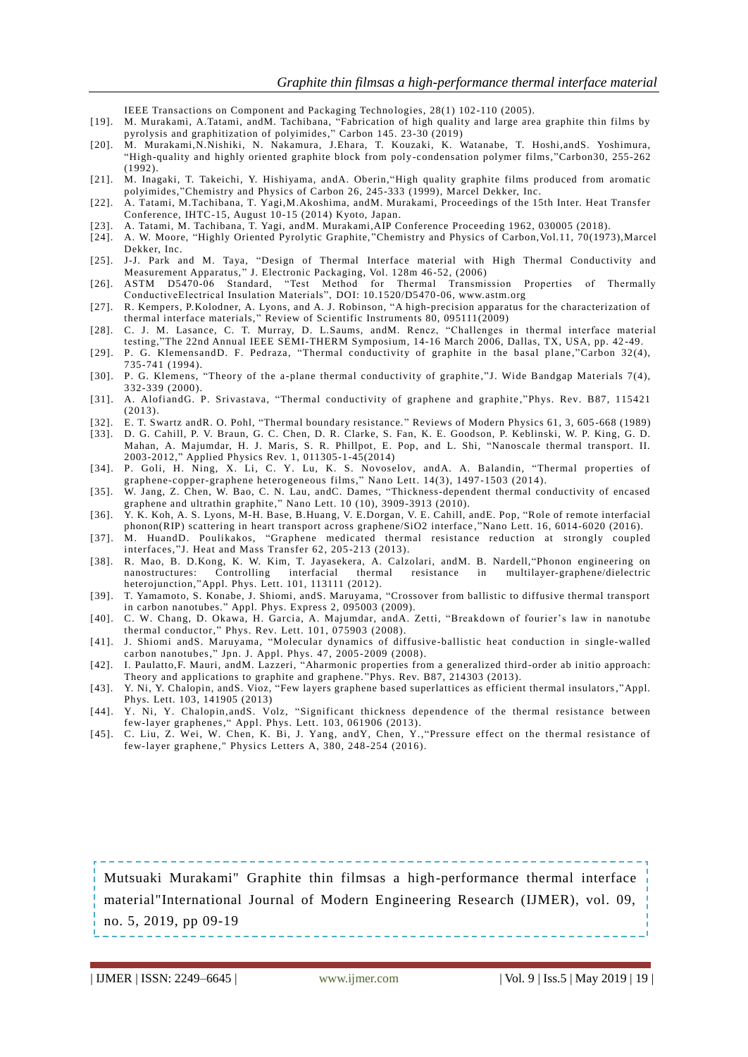IEEE Transactions on Component and Packaging Technologies, 28(1) 102-110 (2005).

[19]. M. Murakami, A.Tatami, andM. Tachibana, "Fabrication of high quality and large area graphite thin films by pyrolysis and graphitization of polyimides," Carbon 145. 23-30 (2019)

[20]. M. Murakami,N.Nishiki, N. Nakamura, J.Ehara, T. Kouzaki, K. Watanabe, T. Hoshi,andS. Yoshimura, "High-quality and highly oriented graphite block from poly-condensation polymer films,"Carbon30, 255-262 (1992).

[21]. M. Inagaki, T. Takeichi, Y. Hishiyama, andA. Oberin,"High quality graphite films produced from aromatic polyimides,"Chemistry and Physics of Carbon 26, 245-333 (1999), Marcel Dekker, Inc.

[22]. A. Tatami, M.Tachibana, T. Yagi,M.Akoshima, andM. Murakami, Proceedings of the 15th Inter. Heat Transfer Conference, IHTC-15, August 10-15 (2014) Kyoto, Japan.

[23]. A. Tatami, M. Tachibana, T. Yagi, andM. Murakami,AIP Conference Proceeding 1962, 030005 (2018).

[24]. A. W. Moore, "Highly Oriented Pyrolytic Graphite,"Chemistry and Physics of Carbon,Vol.11, 70(1973),Marcel Dekker, Inc.

[25]. J-J. Park and M. Taya, "Design of Thermal Interface material with High Thermal Conductivity and Measurement Apparatus," J. Electronic Packaging, Vol. 128m 46-52, (2006)

[26]. ASTM D5470-06 Standard, "Test Method for Thermal Transmission Properties of Thermally ConductiveElectrical Insulation Materials", DOI: 10.1520/D5470-06, www.astm.org

[27]. R. Kempers, P.Kolodner, A. Lyons, and A. J. Robinson, "A high-precision apparatus for the characterization of thermal interface materials," Review of Scientific Instruments 80, 095111(2009)

[28]. C. J. M. Lasance, C. T. Murray, D. L.Saums, andM. Rencz, "Challenges in thermal interface material testing,"The 22nd Annual IEEE SEMI-THERM Symposium, 14-16 March 2006, Dallas, TX, USA, pp. 42-49.

[29]. P. G. KlemensandD. F. Pedraza, "Thermal conductivity of graphite in the basal plane,"Carbon 32(4), 735-741 (1994).

[30]. P. G. Klemens, "Theory of the a-plane thermal conductivity of graphite,"J. Wide Bandgap Materials 7(4), 332-339 (2000).

[31]. A. AlofiandG. P. Srivastava, "Thermal conductivity of graphene and graphite,"Phys. Rev. B87, 115421 (2013).

[32]. E. T. Swartz andR. O. Pohl, "Thermal boundary resistance." Reviews of Modern Physics 61, 3, 605-668 (1989)

[33]. D. G. Cahill, P. V. Braun, G. C. Chen, D. R. Clarke, S. Fan, K. E. Goodson, P. Keblinski, W. P. King, G. D. Mahan, A. Majumdar, H. J. Maris, S. R. Phillpot, E. Pop, and L. Shi, "Nanoscale thermal transport. II. 2003-2012," Applied Physics Rev. 1, 011305-1-45(2014)

[34]. P. Goli, H. Ning, X. Li, C. Y. Lu, K. S. Novoselov, andA. A. Balandin, "Thermal properties of graphene-copper-graphene heterogeneous films," Nano Lett. 14(3), 1497-1503 (2014).

[35]. W. Jang, Z. Chen, W. Bao, C. N. Lau, andC. Dames, "Thickness-dependent thermal conductivity of encased graphene and ultrathin graphite," Nano Lett. 10 (10), 3909-3913 (2010).

[36]. Y. K. Koh, A. S. Lyons, M-H. Base, B.Huang, V. E.Dorgan, V. E. Cahill, andE. Pop, "Role of remote interfacial phonon(RIP) scattering in heart transport across graphene/SiO2 interface,"Nano Lett. 16, 6014-6020 (2016).

[37]. M. HuandD. Poulikakos, "Graphene medicated thermal resistance reduction at strongly coupled interfaces,"J. Heat and Mass Transfer 62, 205-213 (2013).

[38]. R. Mao, B. D.Kong, K. W. Kim, T. Jayasekera, A. Calzolari, andM. B. Nardell,"Phonon engineering on nanostructures: Controlling interfacial thermal resistance in multilayer-graphene/dielectric heterojunction,"Appl. Phys. Lett. 101, 113111 (2012).

[39]. T. Yamamoto, S. Konabe, J. Shiomi, andS. Maruyama, "Crossover from ballistic to diffusive thermal transport in carbon nanotubes." Appl. Phys. Express 2, 095003 (2009).

[40]. C. W. Chang, D. Okawa, H. Garcia, A. Majumdar, andA. Zetti, "Breakdown of fourier's law in nanotube thermal conductor," Phys. Rev. Lett. 101, 075903 (2008).

[41]. J. Shiomi andS. Maruyama, "Molecular dynamics of diffusive-ballistic heat conduction in single-walled carbon nanotubes," Jpn. J. Appl. Phys. 47, 2005-2009 (2008).

[42]. I. Paulatto,F. Mauri, andM. Lazzeri, "Aharmonic properties from a generalized third-order ab initio approach: Theory and applications to graphite and graphene."Phys. Rev. B87, 214303 (2013).

[43]. Y. Ni, Y. Chalopin, andS. Vioz, "Few layers graphene based superlattices as efficient thermal insulators,"Appl. Phys. Lett. 103, 141905 (2013)

[44]. Y. Ni, Y. Chalopin,andS. Volz, "Significant thickness dependence of the thermal resistance between few-layer graphenes," Appl. Phys. Lett. 103, 061906 (2013).

[45]. C. Liu, Z. Wei, W. Chen, K. Bi, J. Yang, andY, Chen, Y.,"Pressure effect on the thermal resistance of few-layer graphene," Physics Letters A, 380, 248-254 (2016).

Mutsuaki Murakami" Graphite thin filmsas a high-performance thermal interface material"International Journal of Modern Engineering Research (IJMER), vol. 09, no. 5, 2019, pp 09-19